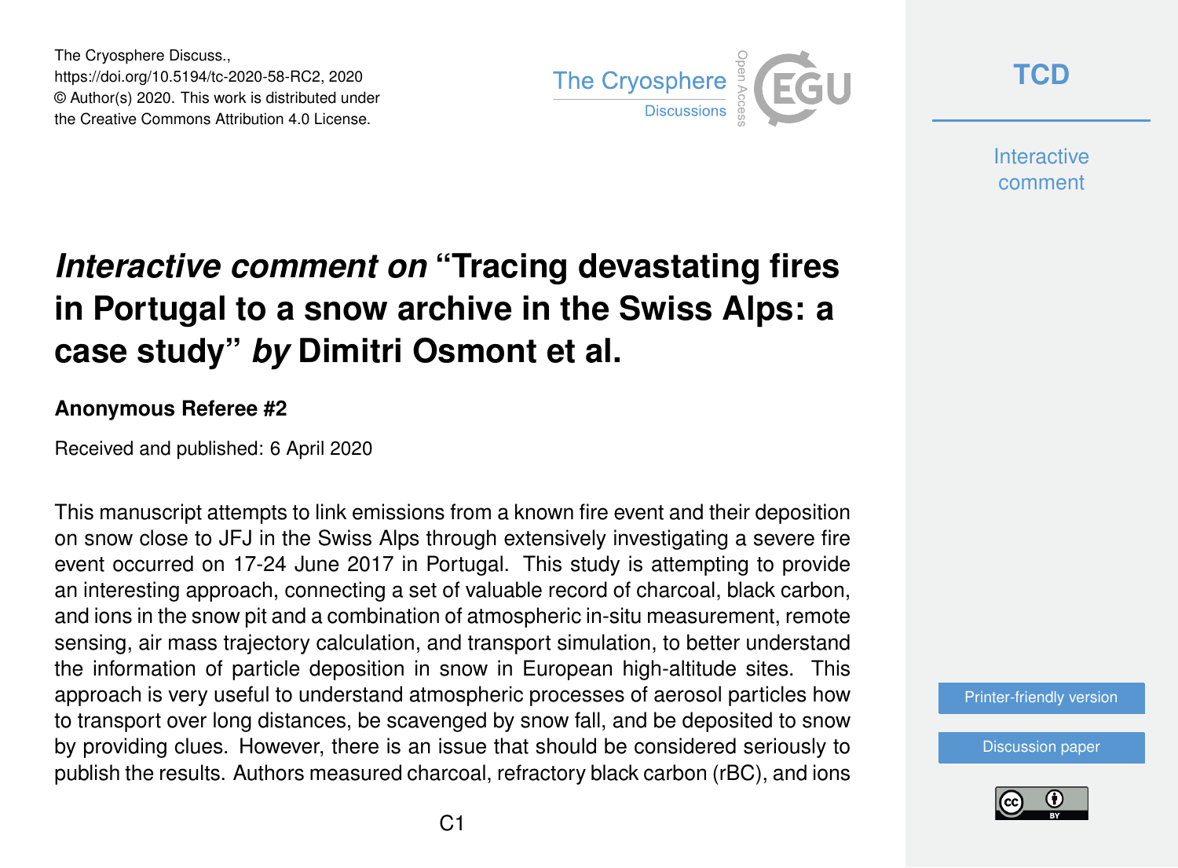The Cryosphere Discuss.,
https://doi.org/10.5194/tc-2020-58-RC2, 2020
© Author(s) 2020. This work is distributed under
the Creative Commons Attribution 4.0 License.

# *Interactive comment on* "Tracing devastating fires in Portugal to a snow archive in the Swiss Alps: a case study" *by* Dimitri Osmont et al.

**Anonymous Referee #2**

Received and published: 6 April 2020

This manuscript attempts to link emissions from a known fire event and their deposition on snow close to JFJ in the Swiss Alps through extensively investigating a severe fire event occurred on 17-24 June 2017 in Portugal. This study is attempting to provide an interesting approach, connecting a set of valuable record of charcoal, black carbon, and ions in the snow pit and a combination of atmospheric in-situ measurement, remote sensing, air mass trajectory calculation, and transport simulation, to better understand the information of particle deposition in snow in European high-altitude sites. This approach is very useful to understand atmospheric processes of aerosol particles how to transport over long distances, be scavenged by snow fall, and be deposited to snow by providing clues. However, there is an issue that should be considered seriously to publish the results. Authors measured charcoal, refractory black carbon (rBC), and ions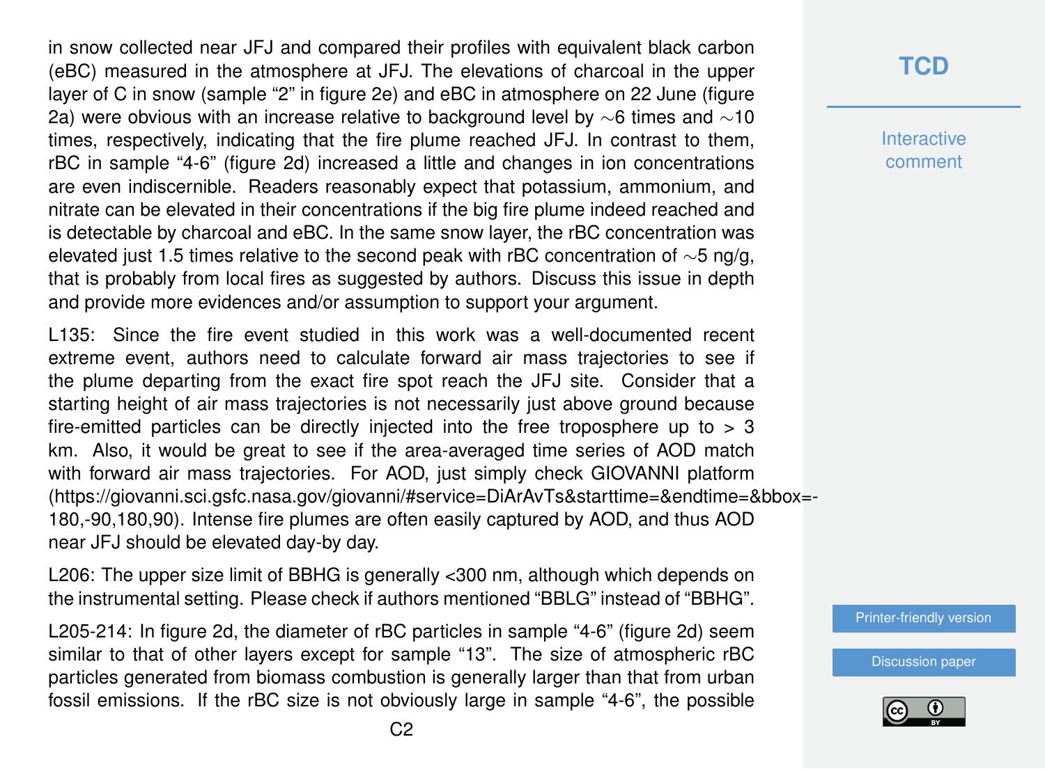in snow collected near JFJ and compared their profiles with equivalent black carbon (eBC) measured in the atmosphere at JFJ. The elevations of charcoal in the upper layer of C in snow (sample "2" in figure 2e) and eBC in atmosphere on 22 June (figure 2a) were obvious with an increase relative to background level by ∼6 times and ∼10 times, respectively, indicating that the fire plume reached JFJ. In contrast to them, rBC in sample "4-6" (figure 2d) increased a little and changes in ion concentrations are even indiscernible. Readers reasonably expect that potassium, ammonium, and nitrate can be elevated in their concentrations if the big fire plume indeed reached and is detectable by charcoal and eBC. In the same snow layer, the rBC concentration was elevated just 1.5 times relative to the second peak with rBC concentration of ∼5 ng/g, that is probably from local fires as suggested by authors. Discuss this issue in depth and provide more evidences and/or assumption to support your argument.

L135: Since the fire event studied in this work was a well-documented recent extreme event, authors need to calculate forward air mass trajectories to see if the plume departing from the exact fire spot reach the JFJ site. Consider that a starting height of air mass trajectories is not necessarily just above ground because fire-emitted particles can be directly injected into the free troposphere up to > 3 km. Also, it would be great to see if the area-averaged time series of AOD match with forward air mass trajectories. For AOD, just simply check GIOVANNI platform (https://giovanni.sci.gsfc.nasa.gov/giovanni/#service=DiArAvTs&starttime=&endtime=&bbox=-180,-90,180,90). Intense fire plumes are often easily captured by AOD, and thus AOD near JFJ should be elevated day-by day.

L206: The upper size limit of BBHG is generally <300 nm, although which depends on the instrumental setting. Please check if authors mentioned "BBLG" instead of "BBHG".

L205-214: In figure 2d, the diameter of rBC particles in sample "4-6" (figure 2d) seem similar to that of other layers except for sample "13". The size of atmospheric rBC particles generated from biomass combustion is generally larger than that from urban fossil emissions. If the rBC size is not obviously large in sample "4-6", the possible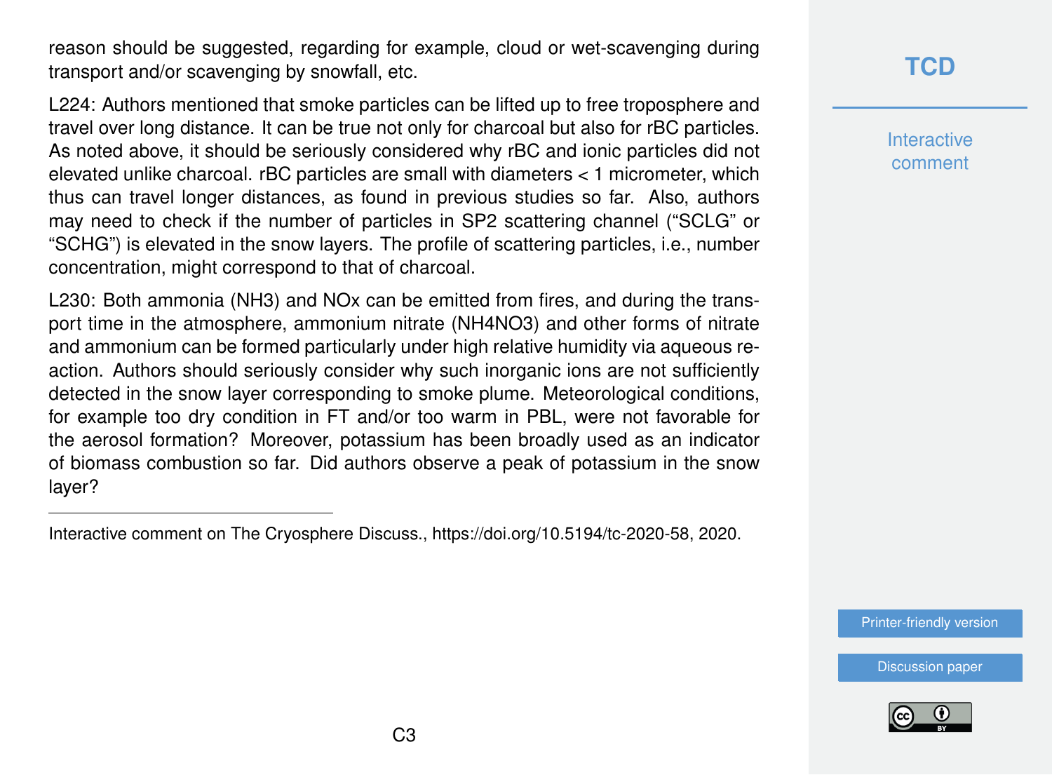reason should be suggested, regarding for example, cloud or wet-scavenging during transport and/or scavenging by snowfall, etc.

L224: Authors mentioned that smoke particles can be lifted up to free troposphere and travel over long distance. It can be true not only for charcoal but also for rBC particles. As noted above, it should be seriously considered why rBC and ionic particles did not elevated unlike charcoal. rBC particles are small with diameters < 1 micrometer, which thus can travel longer distances, as found in previous studies so far. Also, authors may need to check if the number of particles in SP2 scattering channel ("SCLG" or "SCHG") is elevated in the snow layers. The profile of scattering particles, i.e., number concentration, might correspond to that of charcoal.

L230: Both ammonia ($NH_3$) and NOx can be emitted from fires, and during the transport time in the atmosphere, ammonium nitrate ($NH_4NO_3$) and other forms of nitrate and ammonium can be formed particularly under high relative humidity via aqueous reaction. Authors should seriously consider why such inorganic ions are not sufficiently detected in the snow layer corresponding to smoke plume. Meteorological conditions, for example too dry condition in FT and/or too warm in PBL, were not favorable for the aerosol formation? Moreover, potassium has been broadly used as an indicator of biomass combustion so far. Did authors observe a peak of potassium in the snow layer?

---

Interactive comment on The Cryosphere Discuss., https://doi.org/10.5194/tc-2020-58, 2020.